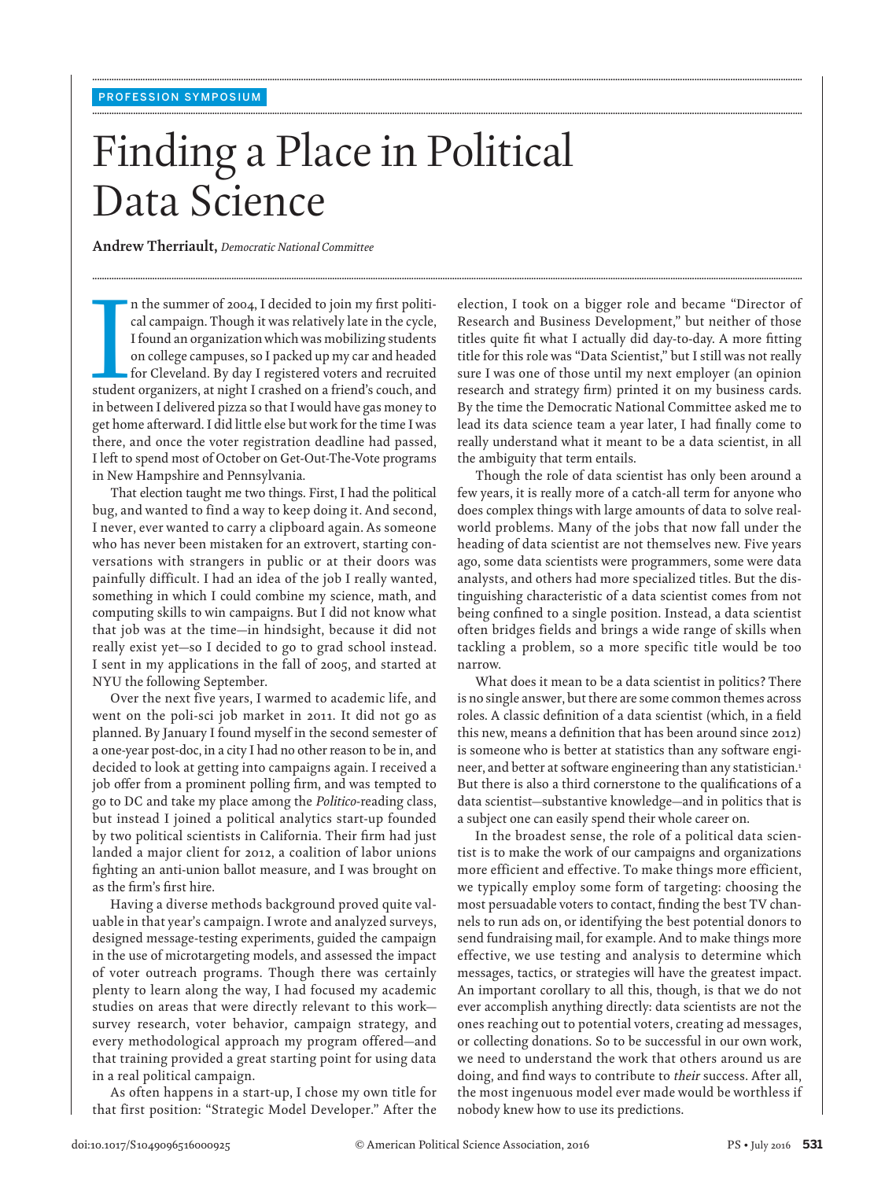PROFESSION SYMPOSIUM

# Finding a Place in Political Data Science

**Andrew Therriault,** *Democratic National Committee*

In the summer of 2004, I decided to join my first political campaign. Though it was relatively late in the cycle, I found an organization which was mobilizing students on college campuses, so I packed up my car and headed for Cleveland. By day I registered voters and recruited student organizers, at night I crashed on a friend's couch, and in between I delivered pizza so that I would have gas money to get home afterward. I did little else but work for the time I was there, and once the voter registration deadline had passed, I left to spend most of October on Get-Out-The-Vote programs in New Hampshire and Pennsylvania.

That election taught me two things. First, I had the political bug, and wanted to find a way to keep doing it. And second, I never, ever wanted to carry a clipboard again. As someone who has never been mistaken for an extrovert, starting conversations with strangers in public or at their doors was painfully difficult. I had an idea of the job I really wanted, something in which I could combine my science, math, and computing skills to win campaigns. But I did not know what that job was at the time—in hindsight, because it did not really exist yet—so I decided to go to grad school instead. I sent in my applications in the fall of 2005, and started at NYU the following September.

Over the next five years, I warmed to academic life, and went on the poli-sci job market in 2011. It did not go as planned. By January I found myself in the second semester of a one-year post-doc, in a city I had no other reason to be in, and decided to look at getting into campaigns again. I received a job offer from a prominent polling firm, and was tempted to go to DC and take my place among the *Politico*-reading class, but instead I joined a political analytics start-up founded by two political scientists in California. Their firm had just landed a major client for 2012, a coalition of labor unions fighting an anti-union ballot measure, and I was brought on as the firm's first hire.

Having a diverse methods background proved quite valuable in that year's campaign. I wrote and analyzed surveys, designed message-testing experiments, guided the campaign in the use of microtargeting models, and assessed the impact of voter outreach programs. Though there was certainly plenty to learn along the way, I had focused my academic studies on areas that were directly relevant to this work—survey research, voter behavior, campaign strategy, and every methodological approach my program offered—and that training provided a great starting point for using data in a real political campaign.

As often happens in a start-up, I chose my own title for that first position: "Strategic Model Developer." After the election, I took on a bigger role and became "Director of Research and Business Development," but neither of those titles quite fit what I actually did day-to-day. A more fitting title for this role was "Data Scientist," but I still was not really sure I was one of those until my next employer (an opinion research and strategy firm) printed it on my business cards. By the time the Democratic National Committee asked me to lead its data science team a year later, I had finally come to really understand what it meant to be a data scientist, in all the ambiguity that term entails.

Though the role of data scientist has only been around a few years, it is really more of a catch-all term for anyone who does complex things with large amounts of data to solve real-world problems. Many of the jobs that now fall under the heading of data scientist are not themselves new. Five years ago, some data scientists were programmers, some were data analysts, and others had more specialized titles. But the distinguishing characteristic of a data scientist comes from not being confined to a single position. Instead, a data scientist often bridges fields and brings a wide range of skills when tackling a problem, so a more specific title would be too narrow.

What does it mean to be a data scientist in politics? There is no single answer, but there are some common themes across roles. A classic definition of a data scientist (which, in a field this new, means a definition that has been around since 2012) is someone who is better at statistics than any software engineer, and better at software engineering than any statistician.[1] But there is also a third cornerstone to the qualifications of a data scientist—substantive knowledge—and in politics that is a subject one can easily spend their whole career on.

In the broadest sense, the role of a political data scientist is to make the work of our campaigns and organizations more efficient and effective. To make things more efficient, we typically employ some form of targeting: choosing the most persuadable voters to contact, finding the best TV channels to run ads on, or identifying the best potential donors to send fundraising mail, for example. And to make things more effective, we use testing and analysis to determine which messages, tactics, or strategies will have the greatest impact. An important corollary to all this, though, is that we do not ever accomplish anything directly: data scientists are not the ones reaching out to potential voters, creating ad messages, or collecting donations. So to be successful in our own work, we need to understand the work that others around us are doing, and find ways to contribute to *their* success. After all, the most ingenuous model ever made would be worthless if nobody knew how to use its predictions.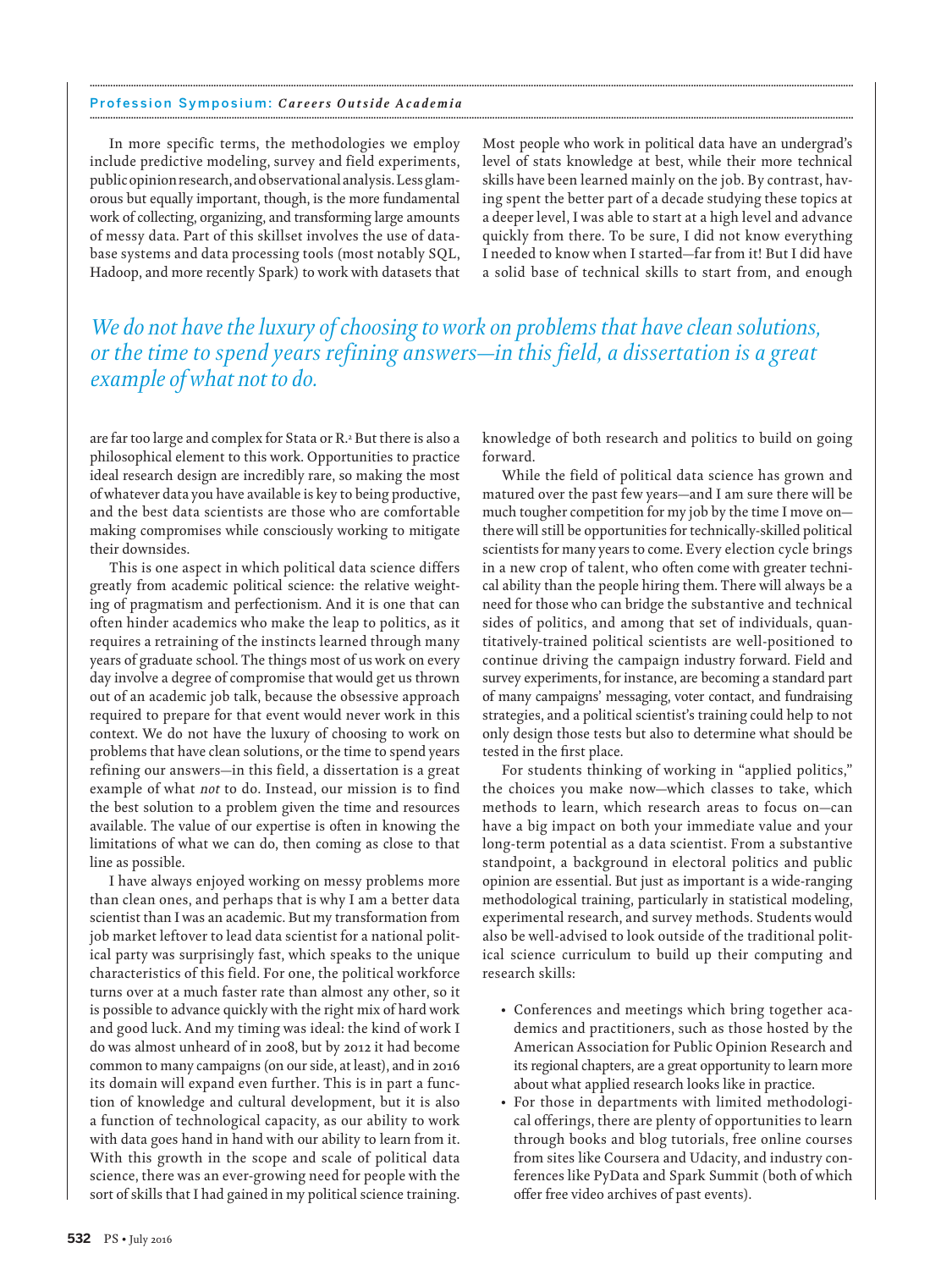In more specific terms, the methodologies we employ include predictive modeling, survey and field experiments, public opinion research, and observational analysis. Less glamorous but equally important, though, is the more fundamental work of collecting, organizing, and transforming large amounts of messy data. Part of this skillset involves the use of database systems and data processing tools (most notably SQL, Hadoop, and more recently Spark) to work with datasets that are far too large and complex for Stata or R.[2] But there is also a philosophical element to this work. Opportunities to practice ideal research design are incredibly rare, so making the most of whatever data you have available is key to being productive, and the best data scientists are those who are comfortable making compromises while consciously working to mitigate their downsides.

*We do not have the luxury of choosing to work on problems that have clean solutions, or the time to spend years refining answers—in this field, a dissertation is a great example of what not to do.*

This is one aspect in which political data science differs greatly from academic political science: the relative weighting of pragmatism and perfectionism. And it is one that can often hinder academics who make the leap to politics, as it requires a retraining of the instincts learned through many years of graduate school. The things most of us work on every day involve a degree of compromise that would get us thrown out of an academic job talk, because the obsessive approach required to prepare for that event would never work in this context. We do not have the luxury of choosing to work on problems that have clean solutions, or the time to spend years refining our answers—in this field, a dissertation is a great example of what *not* to do. Instead, our mission is to find the best solution to a problem given the time and resources available. The value of our expertise is often in knowing the limitations of what we can do, then coming as close to that line as possible.

I have always enjoyed working on messy problems more than clean ones, and perhaps that is why I am a better data scientist than I was an academic. But my transformation from job market leftover to lead data scientist for a national political party was surprisingly fast, which speaks to the unique characteristics of this field. For one, the political workforce turns over at a much faster rate than almost any other, so it is possible to advance quickly with the right mix of hard work and good luck. And my timing was ideal: the kind of work I do was almost unheard of in 2008, but by 2012 it had become common to many campaigns (on our side, at least), and in 2016 its domain will expand even further. This is in part a function of knowledge and cultural development, but it is also a function of technological capacity, as our ability to work with data goes hand in hand with our ability to learn from it. With this growth in the scope and scale of political data science, there was an ever-growing need for people with the sort of skills that I had gained in my political science training. Most people who work in political data have an undergrad's level of stats knowledge at best, while their more technical skills have been learned mainly on the job. By contrast, having spent the better part of a decade studying these topics at a deeper level, I was able to start at a high level and advance quickly from there. To be sure, I did not know everything I needed to know when I started—far from it! But I did have a solid base of technical skills to start from, and enough knowledge of both research and politics to build on going forward.

While the field of political data science has grown and matured over the past few years—and I am sure there will be much tougher competition for my job by the time I move on—there will still be opportunities for technically-skilled political scientists for many years to come. Every election cycle brings in a new crop of talent, who often come with greater technical ability than the people hiring them. There will always be a need for those who can bridge the substantive and technical sides of politics, and among that set of individuals, quantitatively-trained political scientists are well-positioned to continue driving the campaign industry forward. Field and survey experiments, for instance, are becoming a standard part of many campaigns' messaging, voter contact, and fundraising strategies, and a political scientist's training could help to not only design those tests but also to determine what should be tested in the first place.

For students thinking of working in "applied politics," the choices you make now—which classes to take, which methods to learn, which research areas to focus on—can have a big impact on both your immediate value and your long-term potential as a data scientist. From a substantive standpoint, a background in electoral politics and public opinion are essential. But just as important is a wide-ranging methodological training, particularly in statistical modeling, experimental research, and survey methods. Students would also be well-advised to look outside of the traditional political science curriculum to build up their computing and research skills:

- Conferences and meetings which bring together academics and practitioners, such as those hosted by the American Association for Public Opinion Research and its regional chapters, are a great opportunity to learn more about what applied research looks like in practice.
- For those in departments with limited methodological offerings, there are plenty of opportunities to learn through books and blog tutorials, free online courses from sites like Coursera and Udacity, and industry conferences like PyData and Spark Summit (both of which offer free video archives of past events).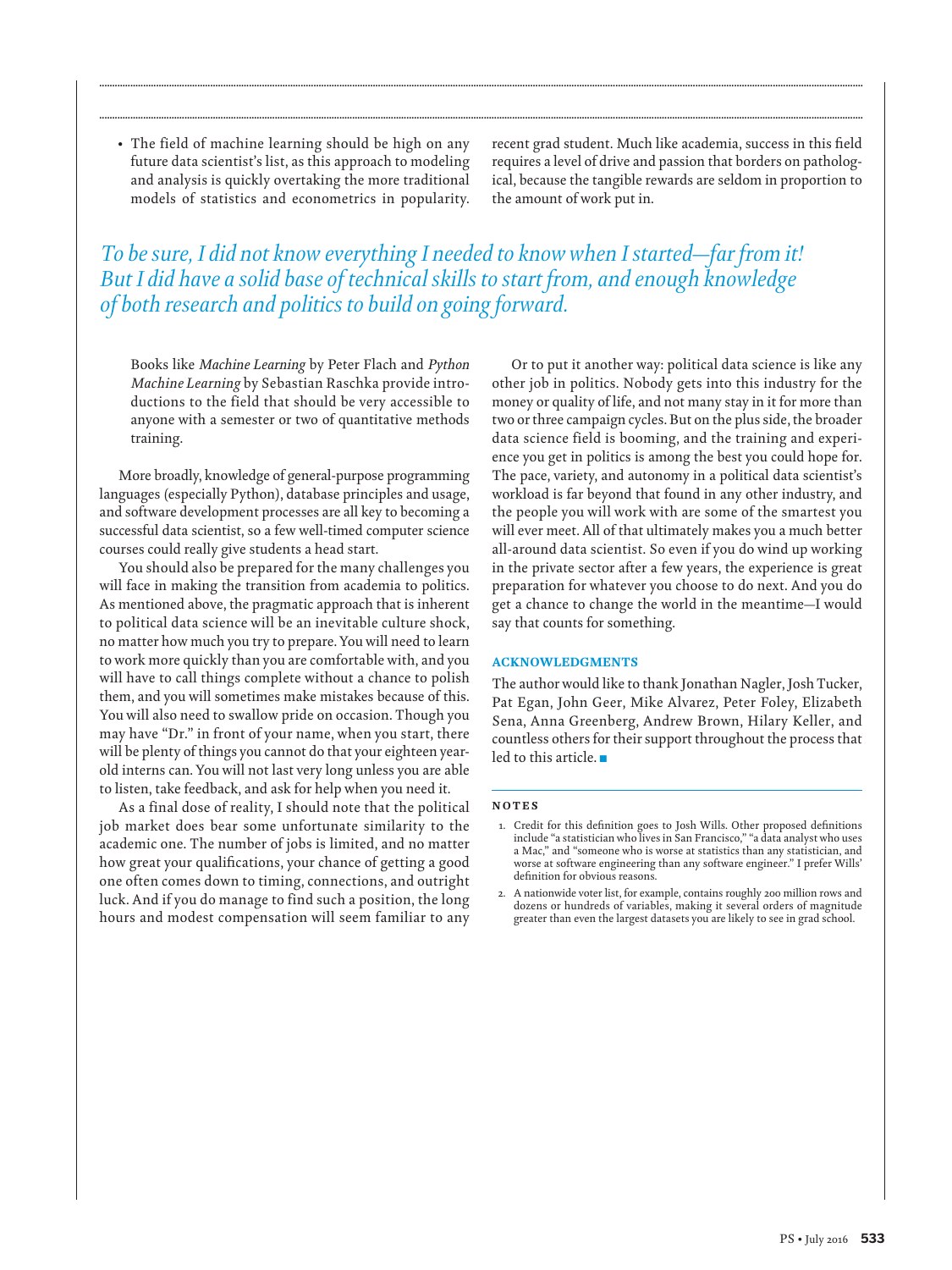- The field of machine learning should be high on any future data scientist's list, as this approach to modeling and analysis is quickly overtaking the more traditional models of statistics and econometrics in popularity. Books like *Machine Learning* by Peter Flach and *Python Machine Learning* by Sebastian Raschka provide introductions to the field that should be very accessible to anyone with a semester or two of quantitative methods training.

*To be sure, I did not know everything I needed to know when I started—far from it! But I did have a solid base of technical skills to start from, and enough knowledge of both research and politics to build on going forward.*

More broadly, knowledge of general-purpose programming languages (especially Python), database principles and usage, and software development processes are all key to becoming a successful data scientist, so a few well-timed computer science courses could really give students a head start.

You should also be prepared for the many challenges you will face in making the transition from academia to politics. As mentioned above, the pragmatic approach that is inherent to political data science will be an inevitable culture shock, no matter how much you try to prepare. You will need to learn to work more quickly than you are comfortable with, and you will have to call things complete without a chance to polish them, and you will sometimes make mistakes because of this. You will also need to swallow pride on occasion. Though you may have "Dr." in front of your name, when you start, there will be plenty of things you cannot do that your eighteen year-old interns can. You will not last very long unless you are able to listen, take feedback, and ask for help when you need it.

As a final dose of reality, I should note that the political job market does bear some unfortunate similarity to the academic one. The number of jobs is limited, and no matter how great your qualifications, your chance of getting a good one often comes down to timing, connections, and outright luck. And if you do manage to find such a position, the long hours and modest compensation will seem familiar to any recent grad student. Much like academia, success in this field requires a level of drive and passion that borders on pathological, because the tangible rewards are seldom in proportion to the amount of work put in.

Or to put it another way: political data science is like any other job in politics. Nobody gets into this industry for the money or quality of life, and not many stay in it for more than two or three campaign cycles. But on the plus side, the broader data science field is booming, and the training and experience you get in politics is among the best you could hope for. The pace, variety, and autonomy in a political data scientist's workload is far beyond that found in any other industry, and the people you will work with are some of the smartest you will ever meet. All of that ultimately makes you a much better all-around data scientist. So even if you do wind up working in the private sector after a few years, the experience is great preparation for whatever you choose to do next. And you do get a chance to change the world in the meantime—I would say that counts for something.

## ACKNOWLEDGMENTS

The author would like to thank Jonathan Nagler, Josh Tucker, Pat Egan, John Geer, Mike Alvarez, Peter Foley, Elizabeth Sena, Anna Greenberg, Andrew Brown, Hilary Keller, and countless others for their support throughout the process that led to this article. ■

## NOTES

1. Credit for this definition goes to Josh Wills. Other proposed definitions include "a statistician who lives in San Francisco," "a data analyst who uses a Mac," and "someone who is worse at statistics than any statistician, and worse at software engineering than any software engineer." I prefer Wills' definition for obvious reasons.
2. A nationwide voter list, for example, contains roughly 200 million rows and dozens or hundreds of variables, making it several orders of magnitude greater than even the largest datasets you are likely to see in grad school.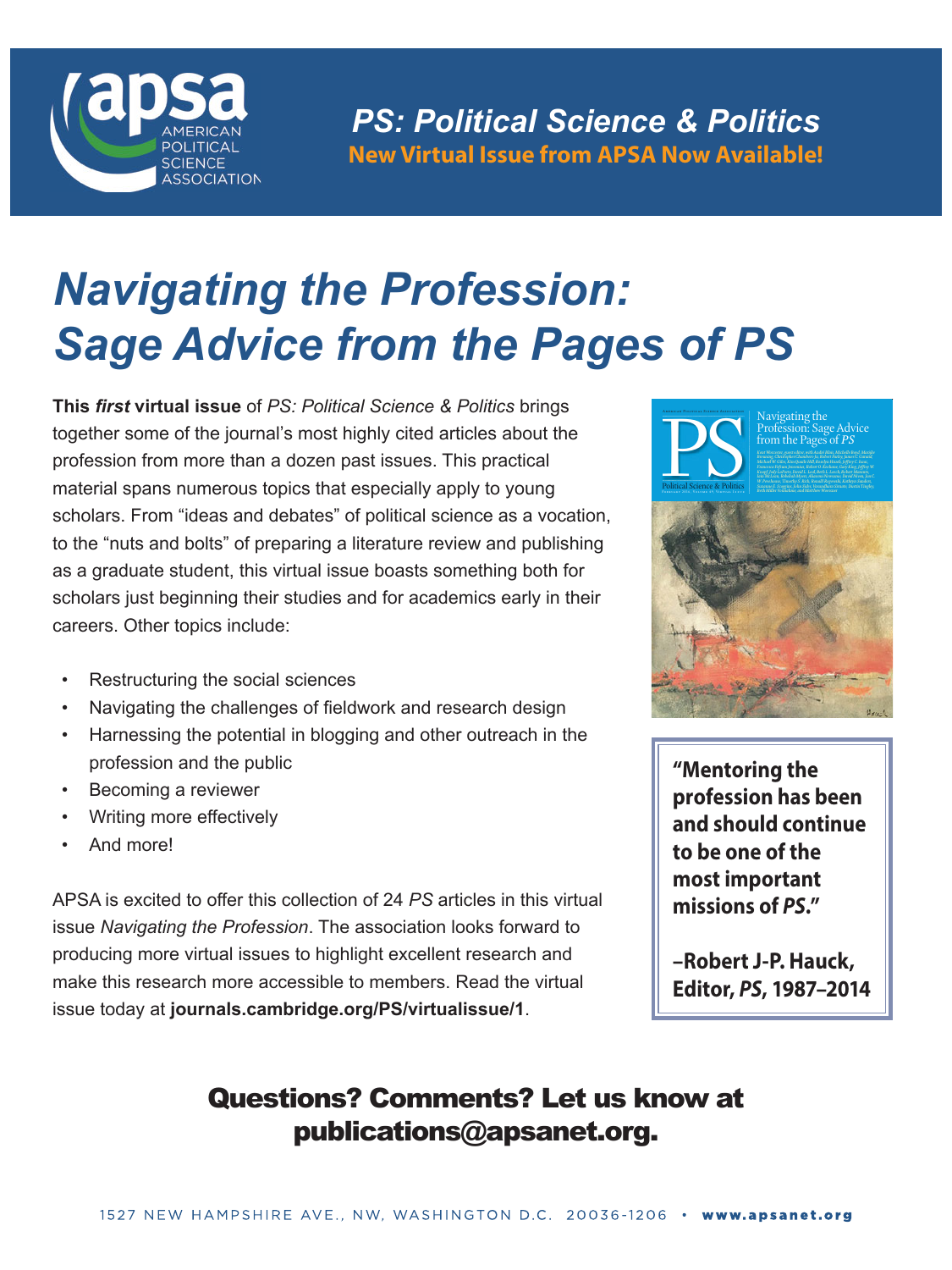**PS: Political Science & Politics**

**New Virtual Issue from APSA Now Available!**

# *Navigating the Profession: Sage Advice from the Pages of PS*

**This *first* virtual issue** of *PS: Political Science & Politics* brings together some of the journal's most highly cited articles about the profession from more than a dozen past issues. This practical material spans numerous topics that especially apply to young scholars. From "ideas and debates" of political science as a vocation, to the "nuts and bolts" of preparing a literature review and publishing as a graduate student, this virtual issue boasts something both for scholars just beginning their studies and for academics early in their careers. Other topics include:

- Restructuring the social sciences
- Navigating the challenges of fieldwork and research design
- Harnessing the potential in blogging and other outreach in the profession and the public
- Becoming a reviewer
- Writing more effectively
- And more!

APSA is excited to offer this collection of 24 *PS* articles in this virtual issue *Navigating the Profession*. The association looks forward to producing more virtual issues to highlight excellent research and make this research more accessible to members. Read the virtual issue today at **journals.cambridge.org/PS/virtualissue/1**.

**"Mentoring the profession has been and should continue to be one of the most important missions of *PS*."**

**–Robert J-P. Hauck, Editor, *PS*, 1987–2014**

## Questions? Comments? Let us know at publications@apsanet.org.

1527 NEW HAMPSHIRE AVE., NW, WASHINGTON D.C. 20036-1206 • **www.apsanet.org**